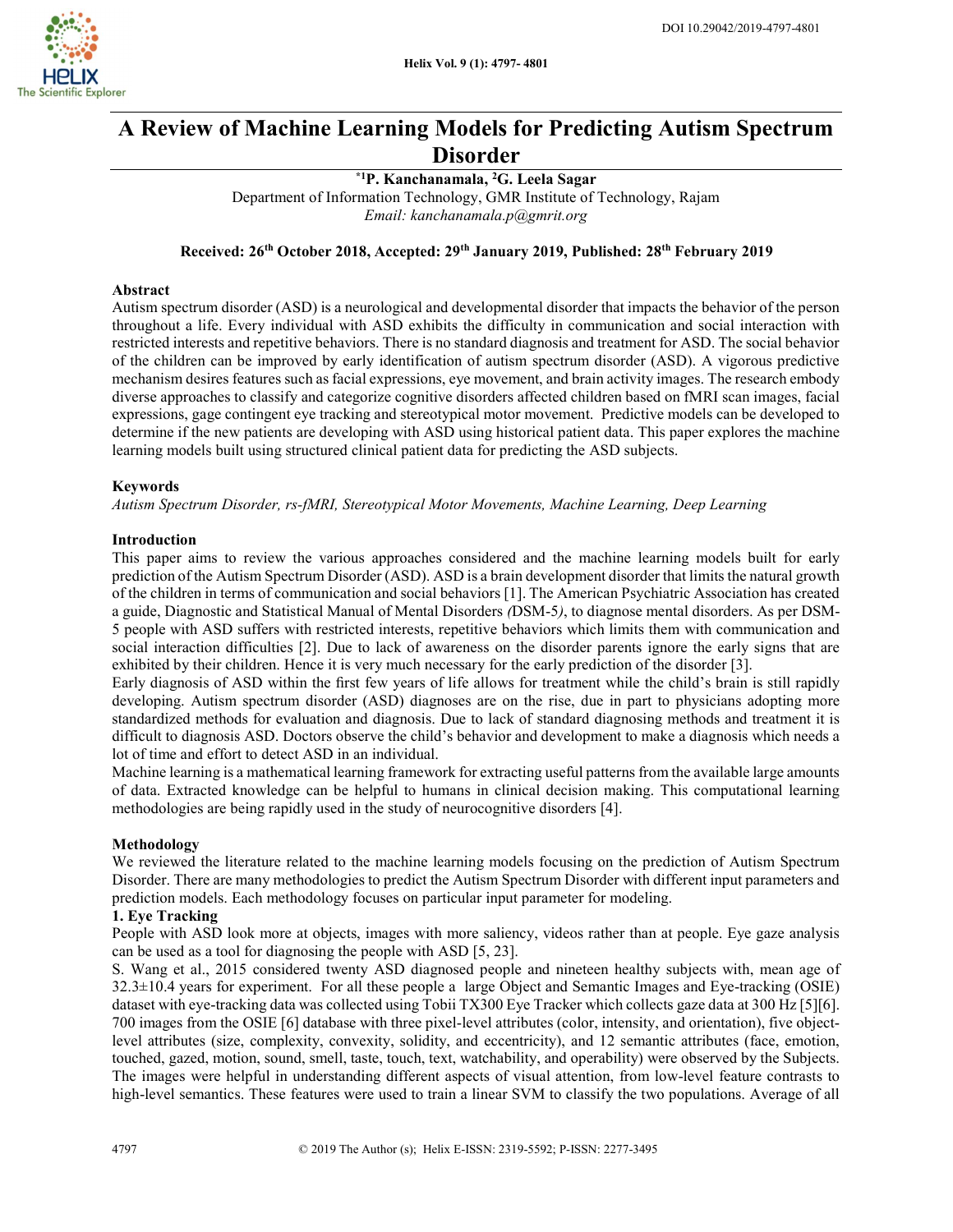# A Review of Machine Learning Models for Predicting Autism Spectrum Disorder

**[*1]P. Kanchanamala, [2]G. Leela Sagar**

Department of Information Technology, GMR Institute of Technology, Rajam

*Email: kanchanamala.p@gmrit.org*

**Received: 26th October 2018, Accepted: 29th January 2019, Published: 28th February 2019**

## Abstract

Autism spectrum disorder (ASD) is a neurological and developmental disorder that impacts the behavior of the person throughout a life. Every individual with ASD exhibits the difficulty in communication and social interaction with restricted interests and repetitive behaviors. There is no standard diagnosis and treatment for ASD. The social behavior of the children can be improved by early identification of autism spectrum disorder (ASD). A vigorous predictive mechanism desires features such as facial expressions, eye movement, and brain activity images. The research embody diverse approaches to classify and categorize cognitive disorders affected children based on fMRI scan images, facial expressions, gage contingent eye tracking and stereotypical motor movement. Predictive models can be developed to determine if the new patients are developing with ASD using historical patient data. This paper explores the machine learning models built using structured clinical patient data for predicting the ASD subjects.

## Keywords

*Autism Spectrum Disorder, rs-fMRI, Stereotypical Motor Movements, Machine Learning, Deep Learning*

## Introduction

This paper aims to review the various approaches considered and the machine learning models built for early prediction of the Autism Spectrum Disorder (ASD). ASD is a brain development disorder that limits the natural growth of the children in terms of communication and social behaviors [1]. The American Psychiatric Association has created a guide, Diagnostic and Statistical Manual of Mental Disorders *(*DSM-5*)*, to diagnose mental disorders. As per DSM-5 people with ASD suffers with restricted interests, repetitive behaviors which limits them with communication and social interaction difficulties [2]. Due to lack of awareness on the disorder parents ignore the early signs that are exhibited by their children. Hence it is very much necessary for the early prediction of the disorder [3].

Early diagnosis of ASD within the first few years of life allows for treatment while the child's brain is still rapidly developing. Autism spectrum disorder (ASD) diagnoses are on the rise, due in part to physicians adopting more standardized methods for evaluation and diagnosis. Due to lack of standard diagnosing methods and treatment it is difficult to diagnosis ASD. Doctors observe the child's behavior and development to make a diagnosis which needs a lot of time and effort to detect ASD in an individual.

Machine learning is a mathematical learning framework for extracting useful patterns from the available large amounts of data. Extracted knowledge can be helpful to humans in clinical decision making. This computational learning methodologies are being rapidly used in the study of neurocognitive disorders [4].

## Methodology

We reviewed the literature related to the machine learning models focusing on the prediction of Autism Spectrum Disorder. There are many methodologies to predict the Autism Spectrum Disorder with different input parameters and prediction models. Each methodology focuses on particular input parameter for modeling.

### 1. Eye Tracking

People with ASD look more at objects, images with more saliency, videos rather than at people. Eye gaze analysis can be used as a tool for diagnosing the people with ASD [5, 23].

S. Wang et al., 2015 considered twenty ASD diagnosed people and nineteen healthy subjects with, mean age of 32.3±10.4 years for experiment. For all these people a large Object and Semantic Images and Eye-tracking (OSIE) dataset with eye-tracking data was collected using Tobii TX300 Eye Tracker which collects gaze data at 300 Hz [5][6]. 700 images from the OSIE [6] database with three pixel-level attributes (color, intensity, and orientation), five object-level attributes (size, complexity, convexity, solidity, and eccentricity), and 12 semantic attributes (face, emotion, touched, gazed, motion, sound, smell, taste, touch, text, watchability, and operability) were observed by the Subjects. The images were helpful in understanding different aspects of visual attention, from low-level feature contrasts to high-level semantics. These features were used to train a linear SVM to classify the two populations. Average of all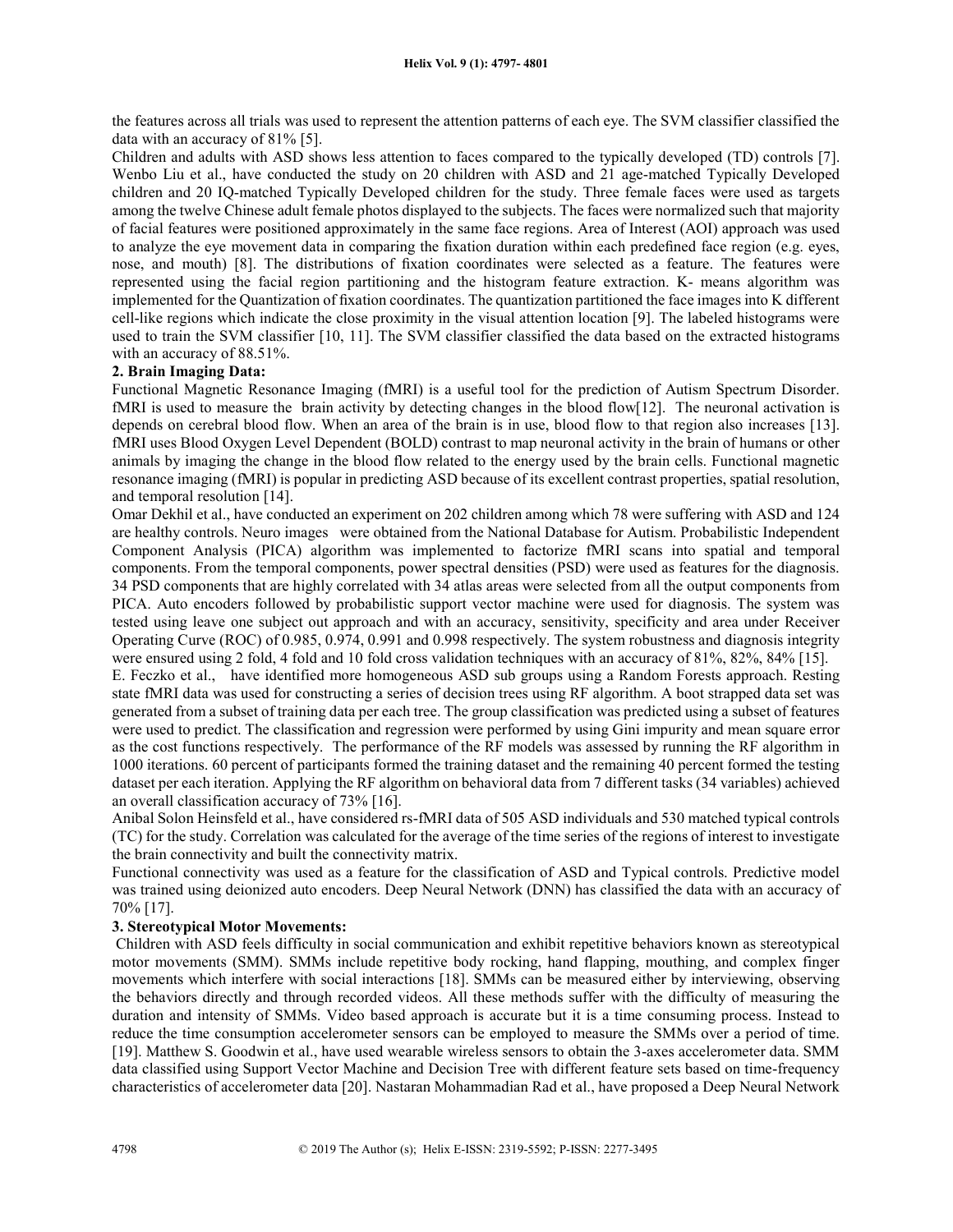the features across all trials was used to represent the attention patterns of each eye. The SVM classifier classified the data with an accuracy of 81% [5].

Children and adults with ASD shows less attention to faces compared to the typically developed (TD) controls [7]. Wenbo Liu et al., have conducted the study on 20 children with ASD and 21 age-matched Typically Developed children and 20 IQ-matched Typically Developed children for the study. Three female faces were used as targets among the twelve Chinese adult female photos displayed to the subjects. The faces were normalized such that majority of facial features were positioned approximately in the same face regions. Area of Interest (AOI) approach was used to analyze the eye movement data in comparing the fixation duration within each predefined face region (e.g. eyes, nose, and mouth) [8]. The distributions of fixation coordinates were selected as a feature. The features were represented using the facial region partitioning and the histogram feature extraction. K- means algorithm was implemented for the Quantization of fixation coordinates. The quantization partitioned the face images into K different cell-like regions which indicate the close proximity in the visual attention location [9]. The labeled histograms were used to train the SVM classifier [10, 11]. The SVM classifier classified the data based on the extracted histograms with an accuracy of 88.51%.

**2. Brain Imaging Data:**

Functional Magnetic Resonance Imaging (fMRI) is a useful tool for the prediction of Autism Spectrum Disorder. fMRI is used to measure the brain activity by detecting changes in the blood flow[12]. The neuronal activation is depends on cerebral blood flow. When an area of the brain is in use, blood flow to that region also increases [13]. fMRI uses Blood Oxygen Level Dependent (BOLD) contrast to map neuronal activity in the brain of humans or other animals by imaging the change in the blood flow related to the energy used by the brain cells. Functional magnetic resonance imaging (fMRI) is popular in predicting ASD because of its excellent contrast properties, spatial resolution, and temporal resolution [14].

Omar Dekhil et al., have conducted an experiment on 202 children among which 78 were suffering with ASD and 124 are healthy controls. Neuro images were obtained from the National Database for Autism. Probabilistic Independent Component Analysis (PICA) algorithm was implemented to factorize fMRI scans into spatial and temporal components. From the temporal components, power spectral densities (PSD) were used as features for the diagnosis. 34 PSD components that are highly correlated with 34 atlas areas were selected from all the output components from PICA. Auto encoders followed by probabilistic support vector machine were used for diagnosis. The system was tested using leave one subject out approach and with an accuracy, sensitivity, specificity and area under Receiver Operating Curve (ROC) of 0.985, 0.974, 0.991 and 0.998 respectively. The system robustness and diagnosis integrity were ensured using 2 fold, 4 fold and 10 fold cross validation techniques with an accuracy of 81%, 82%, 84% [15].

E. Feczko et al., have identified more homogeneous ASD sub groups using a Random Forests approach. Resting state fMRI data was used for constructing a series of decision trees using RF algorithm. A boot strapped data set was generated from a subset of training data per each tree. The group classification was predicted using a subset of features were used to predict. The classification and regression were performed by using Gini impurity and mean square error as the cost functions respectively. The performance of the RF models was assessed by running the RF algorithm in 1000 iterations. 60 percent of participants formed the training dataset and the remaining 40 percent formed the testing dataset per each iteration. Applying the RF algorithm on behavioral data from 7 different tasks (34 variables) achieved an overall classification accuracy of 73% [16].

Anibal Solon Heinsfeld et al., have considered rs-fMRI data of 505 ASD individuals and 530 matched typical controls (TC) for the study. Correlation was calculated for the average of the time series of the regions of interest to investigate the brain connectivity and built the connectivity matrix.

Functional connectivity was used as a feature for the classification of ASD and Typical controls. Predictive model was trained using deionized auto encoders. Deep Neural Network (DNN) has classified the data with an accuracy of 70% [17].

**3. Stereotypical Motor Movements:**

Children with ASD feels difficulty in social communication and exhibit repetitive behaviors known as stereotypical motor movements (SMM). SMMs include repetitive body rocking, hand flapping, mouthing, and complex finger movements which interfere with social interactions [18]. SMMs can be measured either by interviewing, observing the behaviors directly and through recorded videos. All these methods suffer with the difficulty of measuring the duration and intensity of SMMs. Video based approach is accurate but it is a time consuming process. Instead to reduce the time consumption accelerometer sensors can be employed to measure the SMMs over a period of time. [19]. Matthew S. Goodwin et al., have used wearable wireless sensors to obtain the 3-axes accelerometer data. SMM data classified using Support Vector Machine and Decision Tree with different feature sets based on time-frequency characteristics of accelerometer data [20]. Nastaran Mohammadian Rad et al., have proposed a Deep Neural Network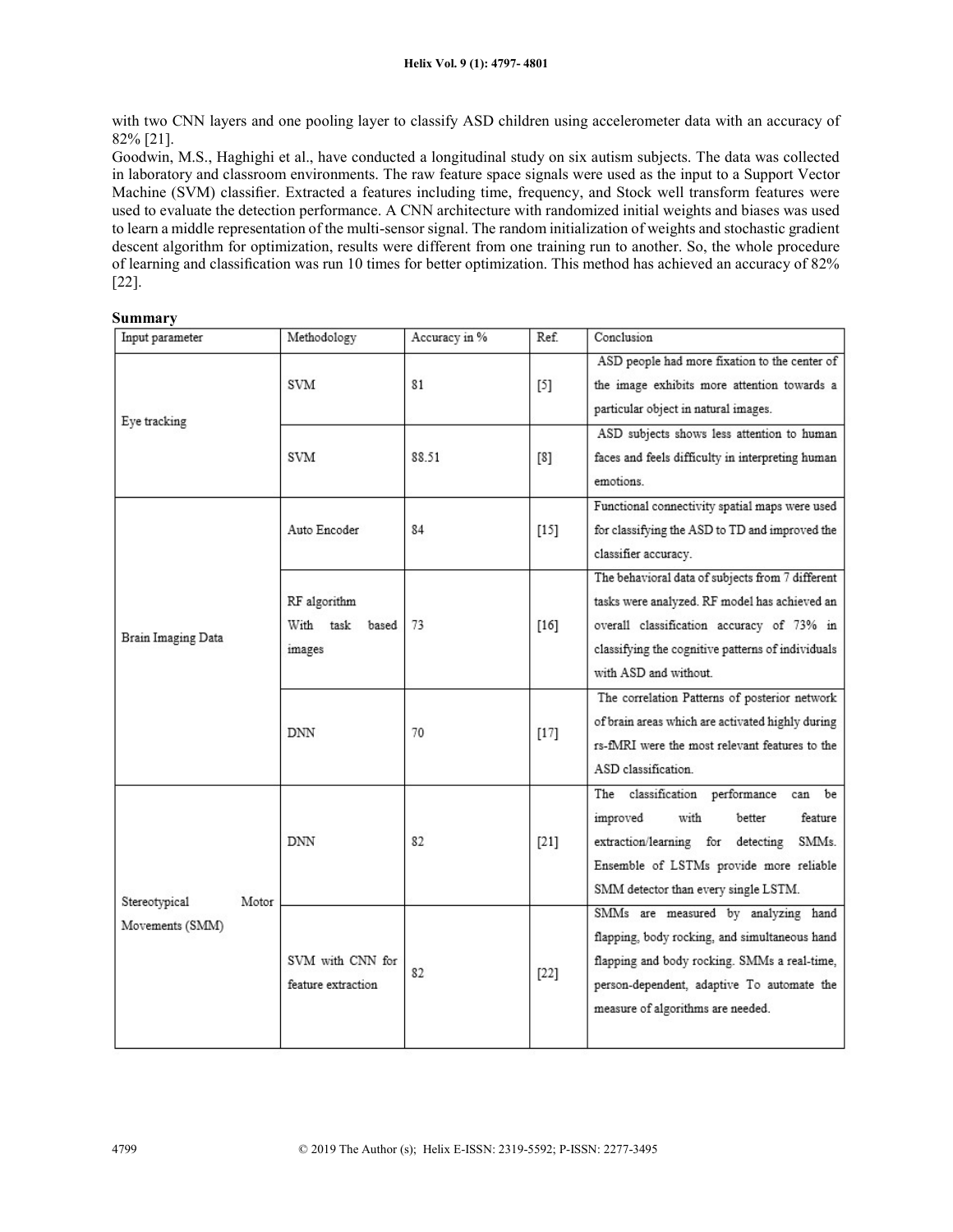with two CNN layers and one pooling layer to classify ASD children using accelerometer data with an accuracy of 82% [21].

Goodwin, M.S., Haghighi et al., have conducted a longitudinal study on six autism subjects. The data was collected in laboratory and classroom environments. The raw feature space signals were used as the input to a Support Vector Machine (SVM) classifier. Extracted a features including time, frequency, and Stock well transform features were used to evaluate the detection performance. A CNN architecture with randomized initial weights and biases was used to learn a middle representation of the multi-sensor signal. The random initialization of weights and stochastic gradient descent algorithm for optimization, results were different from one training run to another. So, the whole procedure of learning and classification was run 10 times for better optimization. This method has achieved an accuracy of 82% [22].

**Summary**

| Input parameter | Methodology | Accuracy in % | Ref. | Conclusion |
|---|---|---|---|---|
| Eye tracking | SVM | 81 | [5] | ASD people had more fixation to the center of the image exhibits more attention towards a particular object in natural images. |
| | SVM | 88.51 | [8] | ASD subjects shows less attention to human faces and feels difficulty in interpreting human emotions. |
| Brain Imaging Data | Auto Encoder | 84 | [15] | Functional connectivity spatial maps were used for classifying the ASD to TD and improved the classifier accuracy. |
| | RF algorithm With task based images | 73 | [16] | The behavioral data of subjects from 7 different tasks were analyzed. RF model has achieved an overall classification accuracy of 73% in classifying the cognitive patterns of individuals with ASD and without. |
| | DNN | 70 | [17] | The correlation Patterns of posterior network of brain areas which are activated highly during rs-fMRI were the most relevant features to the ASD classification. |
| Stereotypical Motor Movements (SMM) | DNN | 82 | [21] | The classification performance can be improved with better feature extraction/learning for detecting SMMs. Ensemble of LSTMs provide more reliable SMM detector than every single LSTM. |
| | SVM with CNN for feature extraction | 82 | [22] | SMMs are measured by analyzing hand flapping, body rocking, and simultaneous hand flapping and body rocking. SMMs a real-time, person-dependent, adaptive To automate the measure of algorithms are needed. |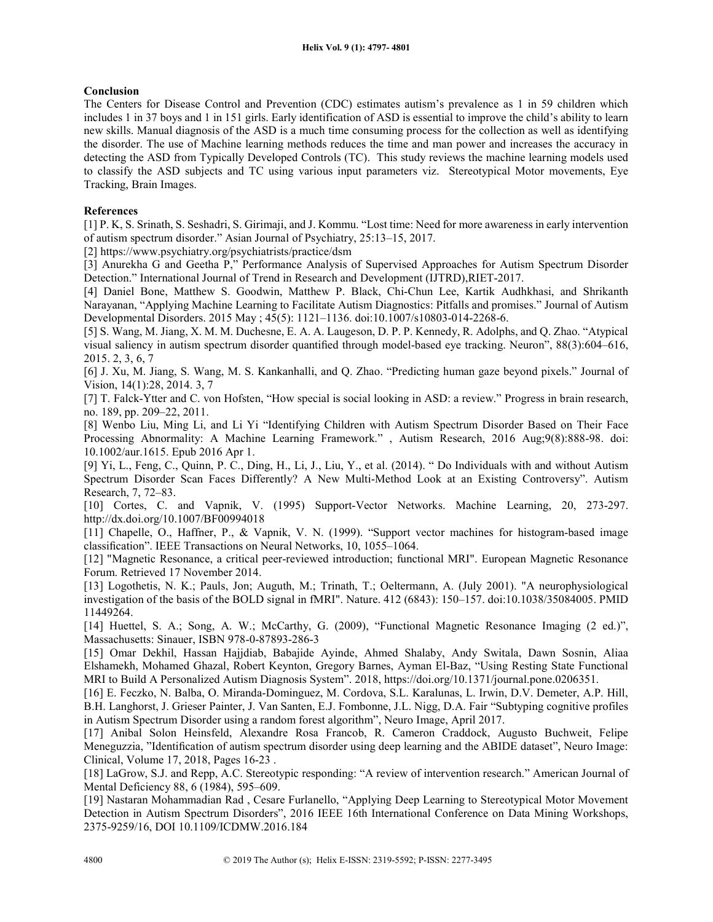## Conclusion

The Centers for Disease Control and Prevention (CDC) estimates autism's prevalence as 1 in 59 children which includes 1 in 37 boys and 1 in 151 girls. Early identification of ASD is essential to improve the child's ability to learn new skills. Manual diagnosis of the ASD is a much time consuming process for the collection as well as identifying the disorder. The use of Machine learning methods reduces the time and man power and increases the accuracy in detecting the ASD from Typically Developed Controls (TC). This study reviews the machine learning models used to classify the ASD subjects and TC using various input parameters viz. Stereotypical Motor movements, Eye Tracking, Brain Images.

## References

[1] P. K, S. Srinath, S. Seshadri, S. Girimaji, and J. Kommu. "Lost time: Need for more awareness in early intervention of autism spectrum disorder." Asian Journal of Psychiatry, 25:13–15, 2017.

[2] https://www.psychiatry.org/psychiatrists/practice/dsm

[3] Anurekha G and Geetha P," Performance Analysis of Supervised Approaches for Autism Spectrum Disorder Detection." International Journal of Trend in Research and Development (IJTRD),RIET-2017.

[4] Daniel Bone, Matthew S. Goodwin, Matthew P. Black, Chi-Chun Lee, Kartik Audhkhasi, and Shrikanth Narayanan, "Applying Machine Learning to Facilitate Autism Diagnostics: Pitfalls and promises." Journal of Autism Developmental Disorders. 2015 May ; 45(5): 1121–1136. doi:10.1007/s10803-014-2268-6.

[5] S. Wang, M. Jiang, X. M. M. Duchesne, E. A. A. Laugeson, D. P. P. Kennedy, R. Adolphs, and Q. Zhao. "Atypical visual saliency in autism spectrum disorder quantified through model-based eye tracking. Neuron", 88(3):604–616, 2015. 2, 3, 6, 7

[6] J. Xu, M. Jiang, S. Wang, M. S. Kankanhalli, and Q. Zhao. "Predicting human gaze beyond pixels." Journal of Vision, 14(1):28, 2014. 3, 7

[7] T. Falck-Ytter and C. von Hofsten, "How special is social looking in ASD: a review." Progress in brain research, no. 189, pp. 209–22, 2011.

[8] Wenbo Liu, Ming Li, and Li Yi "Identifying Children with Autism Spectrum Disorder Based on Their Face Processing Abnormality: A Machine Learning Framework." , Autism Research, 2016 Aug;9(8):888-98. doi: 10.1002/aur.1615. Epub 2016 Apr 1.

[9] Yi, L., Feng, C., Quinn, P. C., Ding, H., Li, J., Liu, Y., et al. (2014). " Do Individuals with and without Autism Spectrum Disorder Scan Faces Differently? A New Multi-Method Look at an Existing Controversy". Autism Research, 7, 72–83.

[10] Cortes, C. and Vapnik, V. (1995) Support-Vector Networks. Machine Learning, 20, 273-297. http://dx.doi.org/10.1007/BF00994018

[11] Chapelle, O., Haffner, P., & Vapnik, V. N. (1999). "Support vector machines for histogram-based image classification". IEEE Transactions on Neural Networks, 10, 1055–1064.

[12] "Magnetic Resonance, a critical peer-reviewed introduction; functional MRI". European Magnetic Resonance Forum. Retrieved 17 November 2014.

[13] Logothetis, N. K.; Pauls, Jon; Auguth, M.; Trinath, T.; Oeltermann, A. (July 2001). "A neurophysiological investigation of the basis of the BOLD signal in fMRI". Nature. 412 (6843): 150–157. doi:10.1038/35084005. PMID 11449264.

[14] Huettel, S. A.; Song, A. W.; McCarthy, G. (2009), "Functional Magnetic Resonance Imaging (2 ed.)", Massachusetts: Sinauer, ISBN 978-0-87893-286-3

[15] Omar Dekhil, Hassan Hajjdiab, Babajide Ayinde, Ahmed Shalaby, Andy Switala, Dawn Sosnin, Aliaa Elshamekh, Mohamed Ghazal, Robert Keynton, Gregory Barnes, Ayman El-Baz, "Using Resting State Functional MRI to Build A Personalized Autism Diagnosis System". 2018, https://doi.org/10.1371/journal.pone.0206351.

[16] E. Feczko, N. Balba, O. Miranda-Dominguez, M. Cordova, S.L. Karalunas, L. Irwin, D.V. Demeter, A.P. Hill, B.H. Langhorst, J. Grieser Painter, J. Van Santen, E.J. Fombonne, J.L. Nigg, D.A. Fair "Subtyping cognitive profiles in Autism Spectrum Disorder using a random forest algorithm", Neuro Image, April 2017.

[17] Anibal Solon Heinsfeld, Alexandre Rosa Francob, R. Cameron Craddock, Augusto Buchweit, Felipe Meneguzzia, "Identification of autism spectrum disorder using deep learning and the ABIDE dataset", Neuro Image: Clinical, Volume 17, 2018, Pages 16-23 .

[18] LaGrow, S.J. and Repp, A.C. Stereotypic responding: "A review of intervention research." American Journal of Mental Deficiency 88, 6 (1984), 595–609.

[19] Nastaran Mohammadian Rad , Cesare Furlanello, "Applying Deep Learning to Stereotypical Motor Movement Detection in Autism Spectrum Disorders", 2016 IEEE 16th International Conference on Data Mining Workshops, 2375-9259/16, DOI 10.1109/ICDMW.2016.184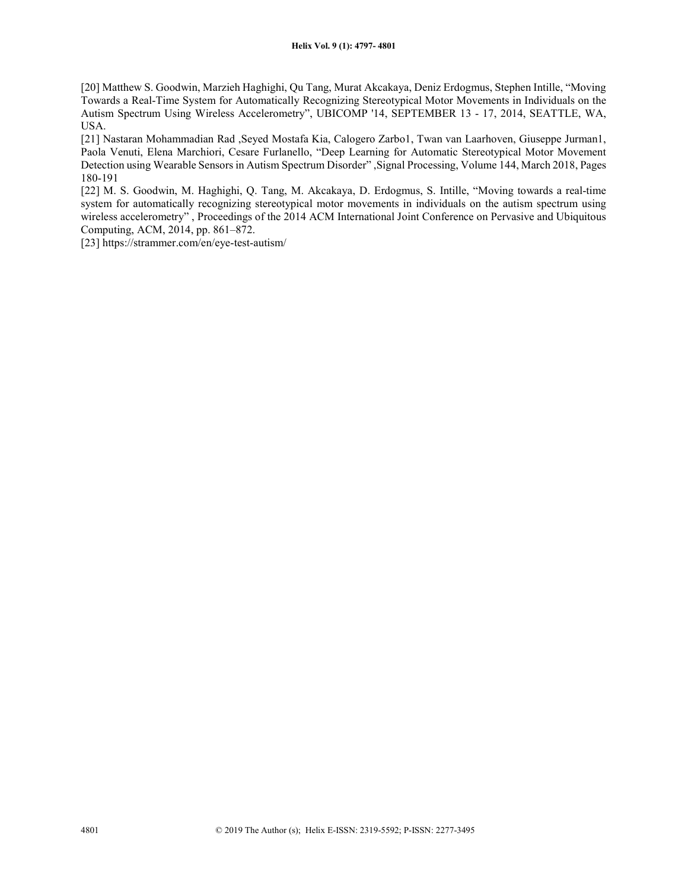[20] Matthew S. Goodwin, Marzieh Haghighi, Qu Tang, Murat Akcakaya, Deniz Erdogmus, Stephen Intille, "Moving Towards a Real-Time System for Automatically Recognizing Stereotypical Motor Movements in Individuals on the Autism Spectrum Using Wireless Accelerometry", UBICOMP '14, SEPTEMBER 13 - 17, 2014, SEATTLE, WA, USA.

[21] Nastaran Mohammadian Rad ,Seyed Mostafa Kia, Calogero Zarbo1, Twan van Laarhoven, Giuseppe Jurman1, Paola Venuti, Elena Marchiori, Cesare Furlanello, "Deep Learning for Automatic Stereotypical Motor Movement Detection using Wearable Sensors in Autism Spectrum Disorder" ,Signal Processing, Volume 144, March 2018, Pages 180-191

[22] M. S. Goodwin, M. Haghighi, Q. Tang, M. Akcakaya, D. Erdogmus, S. Intille, "Moving towards a real-time system for automatically recognizing stereotypical motor movements in individuals on the autism spectrum using wireless accelerometry" , Proceedings of the 2014 ACM International Joint Conference on Pervasive and Ubiquitous Computing, ACM, 2014, pp. 861–872.

[23] https://strammer.com/en/eye-test-autism/